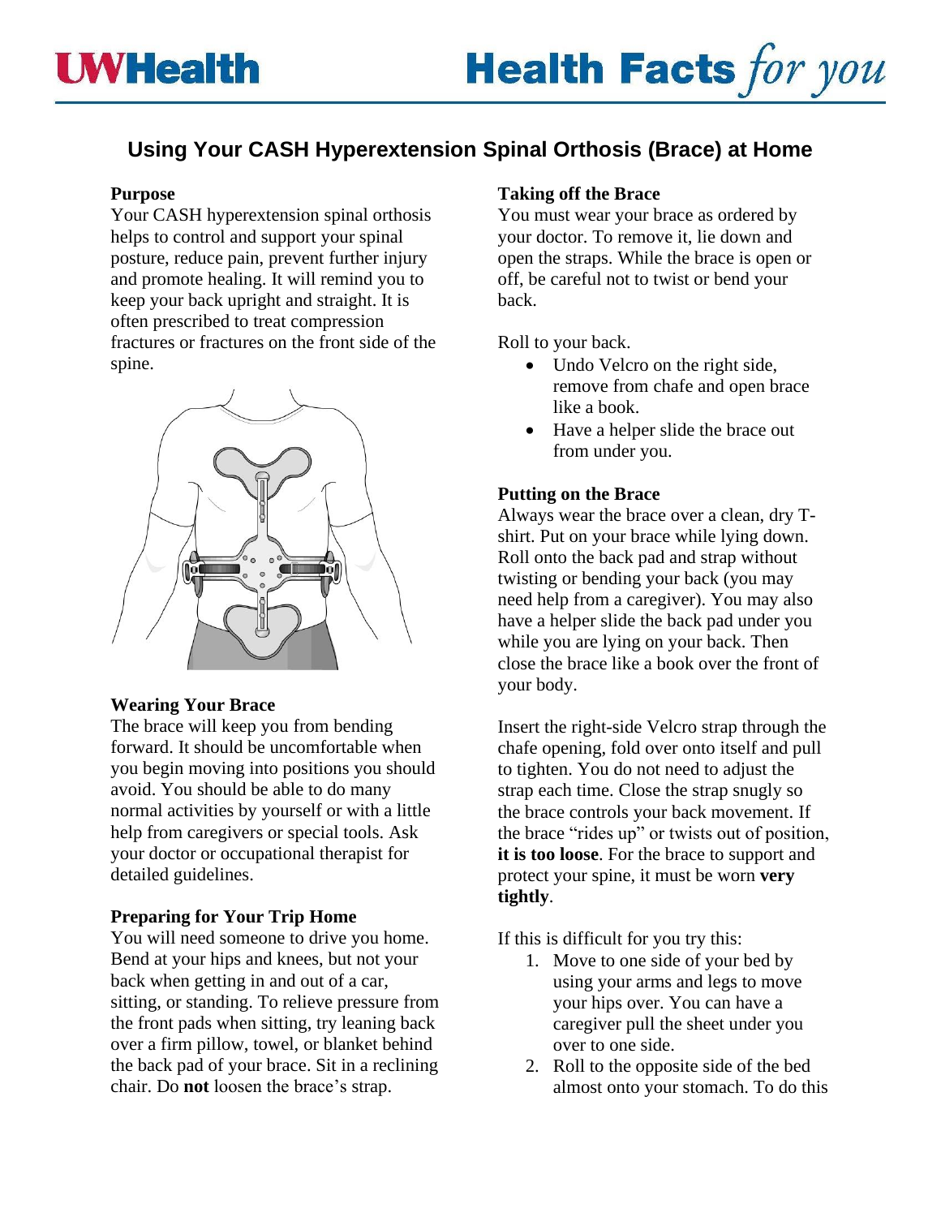UWHealth

Health Facts *for you*

# Using Your CASH Hyperextension Spinal Orthosis (Brace) at Home

**Purpose**

Your CASH hyperextension spinal orthosis helps to control and support your spinal posture, reduce pain, prevent further injury and promote healing. It will remind you to keep your back upright and straight. It is often prescribed to treat compression fractures or fractures on the front side of the spine.

**Wearing Your Brace**

The brace will keep you from bending forward. It should be uncomfortable when you begin moving into positions you should avoid. You should be able to do many normal activities by yourself or with a little help from caregivers or special tools. Ask your doctor or occupational therapist for detailed guidelines.

**Preparing for Your Trip Home**

You will need someone to drive you home. Bend at your hips and knees, but not your back when getting in and out of a car, sitting, or standing. To relieve pressure from the front pads when sitting, try leaning back over a firm pillow, towel, or blanket behind the back pad of your brace. Sit in a reclining chair. Do **not** loosen the brace's strap.

**Taking off the Brace**

You must wear your brace as ordered by your doctor. To remove it, lie down and open the straps. While the brace is open or off, be careful not to twist or bend your back.

Roll to your back.

- Undo Velcro on the right side, remove from chafe and open brace like a book.
- Have a helper slide the brace out from under you.

**Putting on the Brace**

Always wear the brace over a clean, dry T-shirt. Put on your brace while lying down. Roll onto the back pad and strap without twisting or bending your back (you may need help from a caregiver). You may also have a helper slide the back pad under you while you are lying on your back. Then close the brace like a book over the front of your body.

Insert the right-side Velcro strap through the chafe opening, fold over onto itself and pull to tighten. You do not need to adjust the strap each time. Close the strap snugly so the brace controls your back movement. If the brace "rides up" or twists out of position, **it is too loose**. For the brace to support and protect your spine, it must be worn **very tightly**.

If this is difficult for you try this:

1. Move to one side of your bed by using your arms and legs to move your hips over. You can have a caregiver pull the sheet under you over to one side.
2. Roll to the opposite side of the bed almost onto your stomach. To do this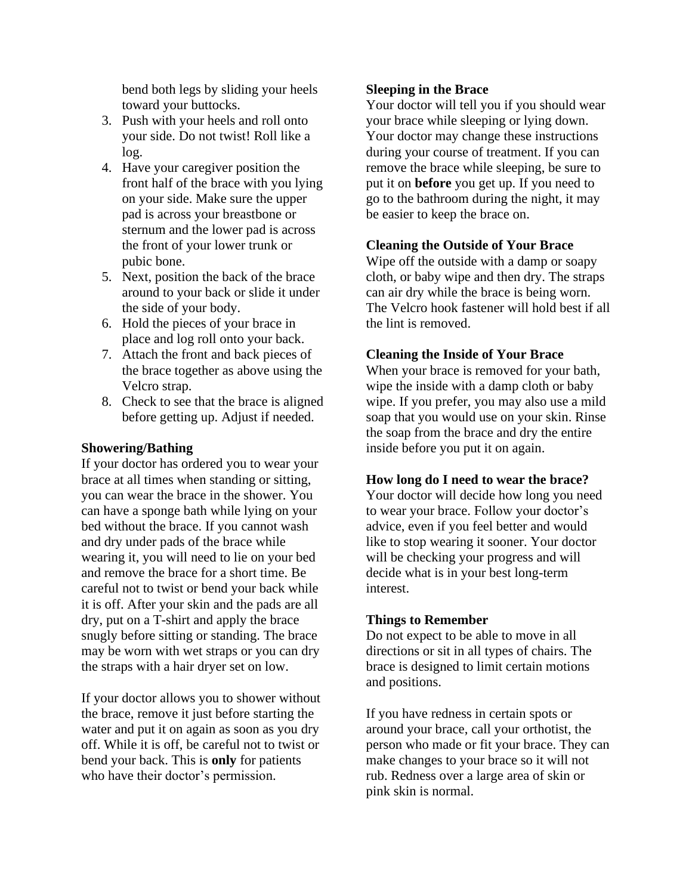bend both legs by sliding your heels toward your buttocks.

3. Push with your heels and roll onto your side. Do not twist! Roll like a log.
4. Have your caregiver position the front half of the brace with you lying on your side. Make sure the upper pad is across your breastbone or sternum and the lower pad is across the front of your lower trunk or pubic bone.
5. Next, position the back of the brace around to your back or slide it under the side of your body.
6. Hold the pieces of your brace in place and log roll onto your back.
7. Attach the front and back pieces of the brace together as above using the Velcro strap.
8. Check to see that the brace is aligned before getting up. Adjust if needed.

**Showering/Bathing**

If your doctor has ordered you to wear your brace at all times when standing or sitting, you can wear the brace in the shower. You can have a sponge bath while lying on your bed without the brace. If you cannot wash and dry under pads of the brace while wearing it, you will need to lie on your bed and remove the brace for a short time. Be careful not to twist or bend your back while it is off. After your skin and the pads are all dry, put on a T-shirt and apply the brace snugly before sitting or standing. The brace may be worn with wet straps or you can dry the straps with a hair dryer set on low.

If your doctor allows you to shower without the brace, remove it just before starting the water and put it on again as soon as you dry off. While it is off, be careful not to twist or bend your back. This is **only** for patients who have their doctor's permission.

**Sleeping in the Brace**

Your doctor will tell you if you should wear your brace while sleeping or lying down. Your doctor may change these instructions during your course of treatment. If you can remove the brace while sleeping, be sure to put it on **before** you get up. If you need to go to the bathroom during the night, it may be easier to keep the brace on.

**Cleaning the Outside of Your Brace**

Wipe off the outside with a damp or soapy cloth, or baby wipe and then dry. The straps can air dry while the brace is being worn. The Velcro hook fastener will hold best if all the lint is removed.

**Cleaning the Inside of Your Brace**

When your brace is removed for your bath, wipe the inside with a damp cloth or baby wipe. If you prefer, you may also use a mild soap that you would use on your skin. Rinse the soap from the brace and dry the entire inside before you put it on again.

**How long do I need to wear the brace?**

Your doctor will decide how long you need to wear your brace. Follow your doctor's advice, even if you feel better and would like to stop wearing it sooner. Your doctor will be checking your progress and will decide what is in your best long-term interest.

**Things to Remember**

Do not expect to be able to move in all directions or sit in all types of chairs. The brace is designed to limit certain motions and positions.

If you have redness in certain spots or around your brace, call your orthotist, the person who made or fit your brace. They can make changes to your brace so it will not rub. Redness over a large area of skin or pink skin is normal.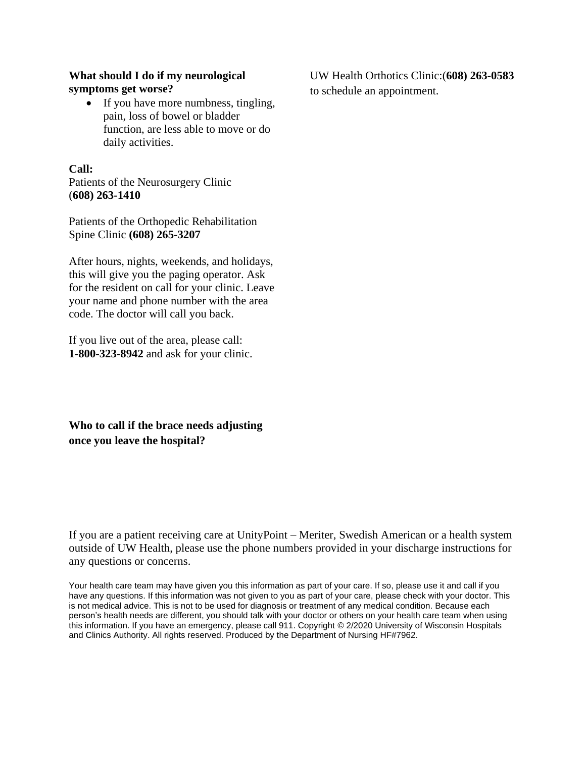**What should I do if my neurological symptoms get worse?**

- If you have more numbness, tingling, pain, loss of bowel or bladder function, are less able to move or do daily activities.

**Call:**
Patients of the Neurosurgery Clinic (**608) 263-1410**

Patients of the Orthopedic Rehabilitation Spine Clinic **(608) 265-3207**

After hours, nights, weekends, and holidays, this will give you the paging operator. Ask for the resident on call for your clinic. Leave your name and phone number with the area code. The doctor will call you back.

If you live out of the area, please call: **1-800-323-8942** and ask for your clinic.

**Who to call if the brace needs adjusting once you leave the hospital?**

UW Health Orthotics Clinic:(**608) 263-0583** to schedule an appointment.

If you are a patient receiving care at UnityPoint – Meriter, Swedish American or a health system outside of UW Health, please use the phone numbers provided in your discharge instructions for any questions or concerns.

Your health care team may have given you this information as part of your care. If so, please use it and call if you have any questions. If this information was not given to you as part of your care, please check with your doctor. This is not medical advice. This is not to be used for diagnosis or treatment of any medical condition. Because each person's health needs are different, you should talk with your doctor or others on your health care team when using this information. If you have an emergency, please call 911. Copyright © 2/2020 University of Wisconsin Hospitals and Clinics Authority. All rights reserved. Produced by the Department of Nursing HF#7962.